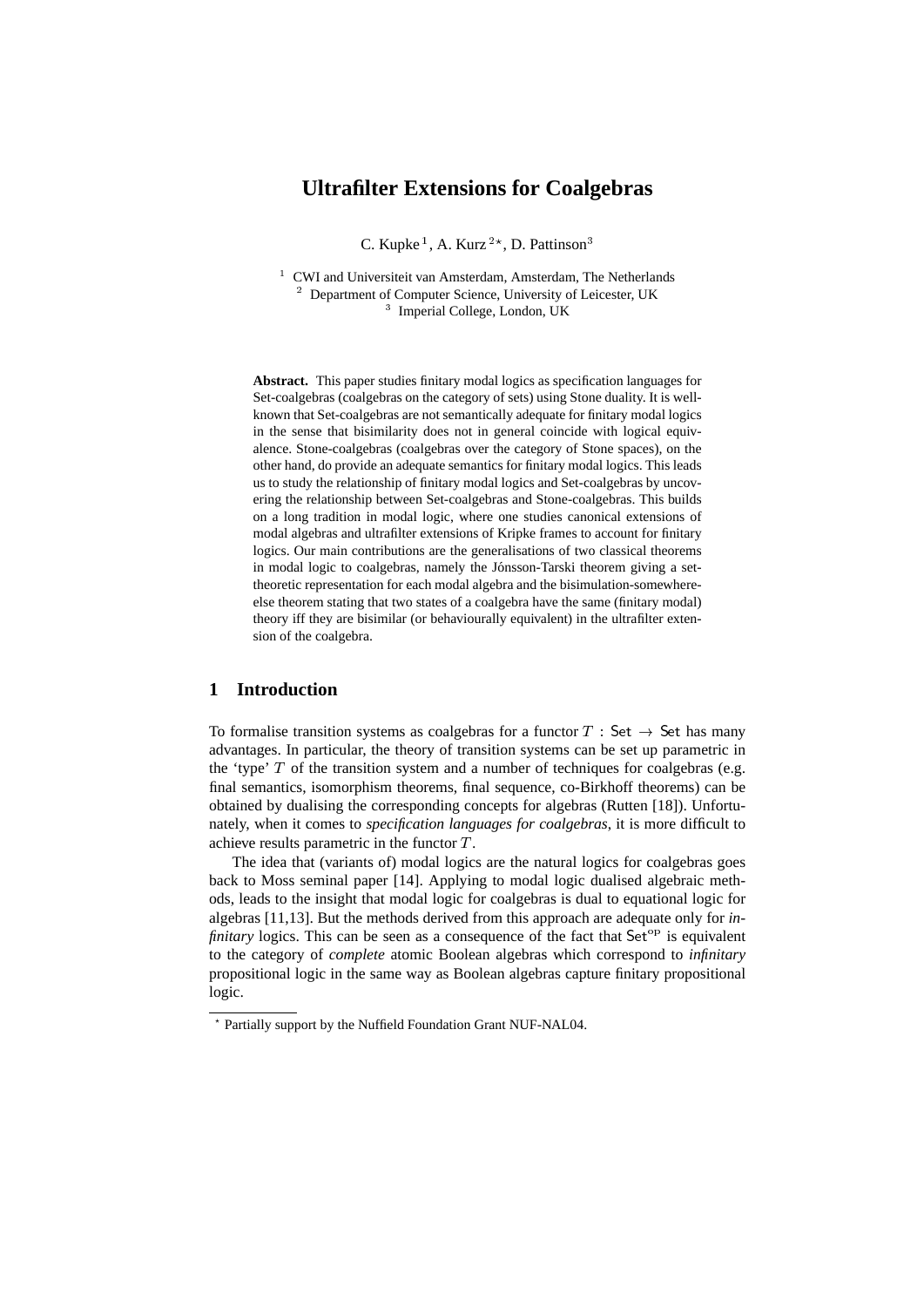# Ultrafilter Extensions for Coalgebras

C. Kupke [1], A. Kurz [2]*, D. Pattinson[3]

[1] CWI and Universiteit van Amsterdam, Amsterdam, The Netherlands
[2] Department of Computer Science, University of Leicester, UK
[3] Imperial College, London, UK

**Abstract.** This paper studies finitary modal logics as specification languages for Set-coalgebras (coalgebras on the category of sets) using Stone duality. It is well-known that Set-coalgebras are not semantically adequate for finitary modal logics in the sense that bisimilarity does not in general coincide with logical equivalence. Stone-coalgebras (coalgebras over the category of Stone spaces), on the other hand, do provide an adequate semantics for finitary modal logics. This leads us to study the relationship of finitary modal logics and Set-coalgebras by uncovering the relationship between Set-coalgebras and Stone-coalgebras. This builds on a long tradition in modal logic, where one studies canonical extensions of modal algebras and ultrafilter extensions of Kripke frames to account for finitary logics. Our main contributions are the generalisations of two classical theorems in modal logic to coalgebras, namely the Jónsson-Tarski theorem giving a set-theoretic representation for each modal algebra and the bisimulation-somewhere-else theorem stating that two states of a coalgebra have the same (finitary modal) theory iff they are bisimilar (or behaviourally equivalent) in the ultrafilter extension of the coalgebra.

## 1 Introduction

To formalise transition systems as coalgebras for a functor $T : \mathsf{Set} \to \mathsf{Set}$ has many advantages. In particular, the theory of transition systems can be set up parametric in the 'type' $T$ of the transition system and a number of techniques for coalgebras (e.g. final semantics, isomorphism theorems, final sequence, co-Birkhoff theorems) can be obtained by dualising the corresponding concepts for algebras (Rutten [18]). Unfortunately, when it comes to *specification languages for coalgebras,* it is more difficult to achieve results parametric in the functor $T$.

The idea that (variants of) modal logics are the natural logics for coalgebras goes back to Moss seminal paper [14]. Applying to modal logic dualised algebraic methods, leads to the insight that modal logic for coalgebras is dual to equational logic for algebras [11,13]. But the methods derived from this approach are adequate only for *infinitary* logics. This can be seen as a consequence of the fact that $\mathsf{Set}^{\mathrm{op}}$ is equivalent to the category of *complete* atomic Boolean algebras which correspond to *infinitary* propositional logic in the same way as Boolean algebras capture finitary propositional logic.

---

* Partially support by the Nuffield Foundation Grant NUF-NAL04.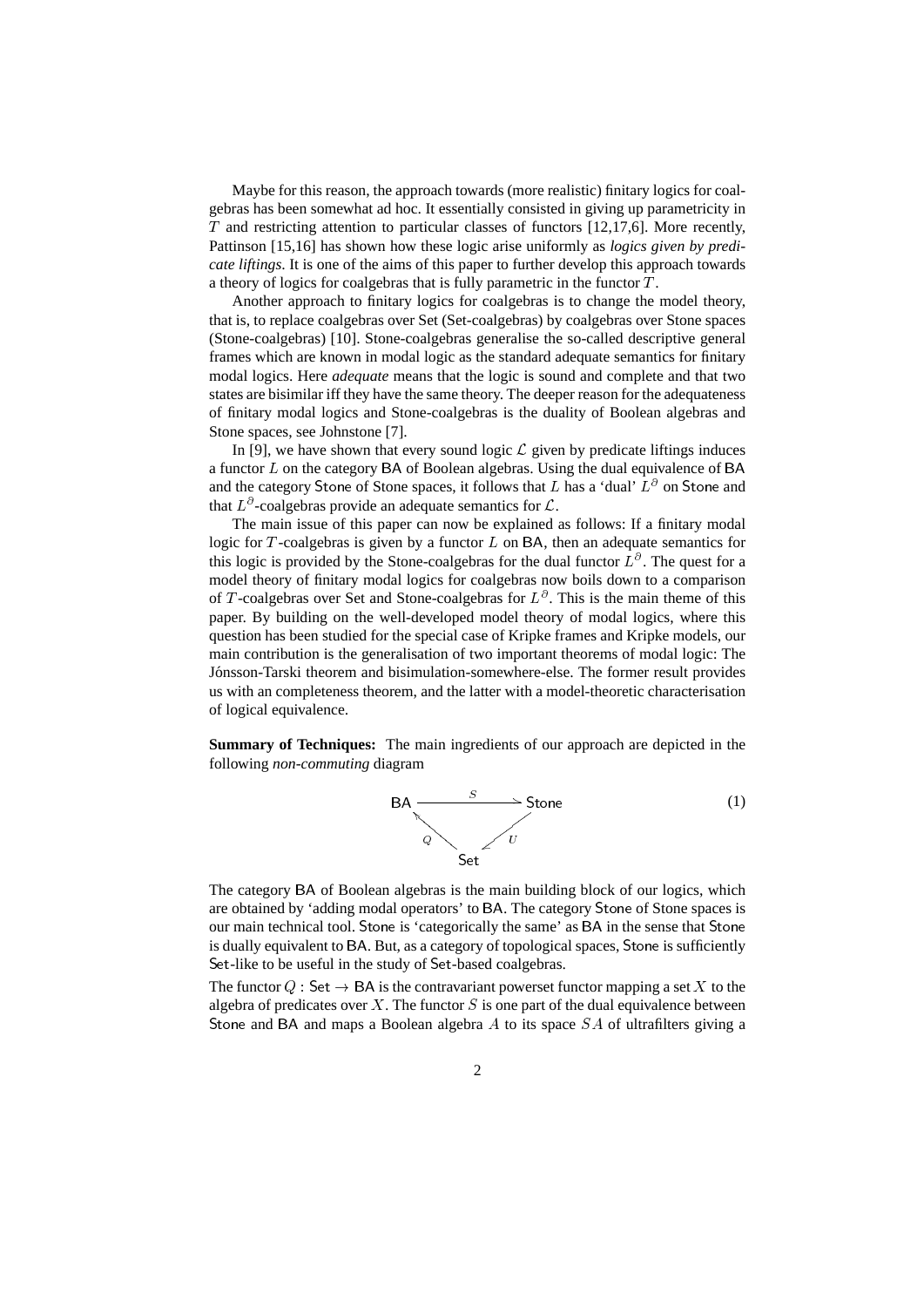Maybe for this reason, the approach towards (more realistic) finitary logics for coalgebras has been somewhat ad hoc. It essentially consisted in giving up parametricity in $T$ and restricting attention to particular classes of functors [12,17,6]. More recently, Pattinson [15,16] has shown how these logic arise uniformly as *logics given by predicate liftings*. It is one of the aims of this paper to further develop this approach towards a theory of logics for coalgebras that is fully parametric in the functor $T$.

Another approach to finitary logics for coalgebras is to change the model theory, that is, to replace coalgebras over Set (Set-coalgebras) by coalgebras over Stone spaces (Stone-coalgebras) [10]. Stone-coalgebras generalise the so-called descriptive general frames which are known in modal logic as the standard adequate semantics for finitary modal logics. Here *adequate* means that the logic is sound and complete and that two states are bisimilar iff they have the same theory. The deeper reason for the adequateness of finitary modal logics and Stone-coalgebras is the duality of Boolean algebras and Stone spaces, see Johnstone [7].

In [9], we have shown that every sound logic $\mathcal{L}$ given by predicate liftings induces a functor $L$ on the category BA of Boolean algebras. Using the dual equivalence of BA and the category Stone of Stone spaces, it follows that $L$ has a 'dual' $L^\partial$ on Stone and that $L^\partial$-coalgebras provide an adequate semantics for $\mathcal{L}$.

The main issue of this paper can now be explained as follows: If a finitary modal logic for $T$-coalgebras is given by a functor $L$ on BA, then an adequate semantics for this logic is provided by the Stone-coalgebras for the dual functor $L^\partial$. The quest for a model theory of finitary modal logics for coalgebras now boils down to a comparison of $T$-coalgebras over Set and Stone-coalgebras for $L^\partial$. This is the main theme of this paper. By building on the well-developed model theory of modal logics, where this question has been studied for the special case of Kripke frames and Kripke models, our main contribution is the generalisation of two important theorems of modal logic: The Jónsson-Tarski theorem and bisimulation-somewhere-else. The former result provides us with an completeness theorem, and the latter with a model-theoretic characterisation of logical equivalence.

**Summary of Techniques:** The main ingredients of our approach are depicted in the following *non-commuting* diagram

$$\begin{array}{ccc} \mathsf{BA} & \xrightarrow{\;\;S\;\;} & \mathsf{Stone} \\ & {}_{Q}\nwarrow \quad \swarrow_{U} & \\ & \mathsf{Set} & \end{array} \tag{1}$$

The category BA of Boolean algebras is the main building block of our logics, which are obtained by 'adding modal operators' to BA. The category Stone of Stone spaces is our main technical tool. Stone is 'categorically the same' as BA in the sense that Stone is dually equivalent to BA. But, as a category of topological spaces, Stone is sufficiently Set-like to be useful in the study of Set-based coalgebras.

The functor $Q : \mathsf{Set} \to \mathsf{BA}$ is the contravariant powerset functor mapping a set $X$ to the algebra of predicates over $X$. The functor $S$ is one part of the dual equivalence between Stone and BA and maps a Boolean algebra $A$ to its space $SA$ of ultrafilters giving a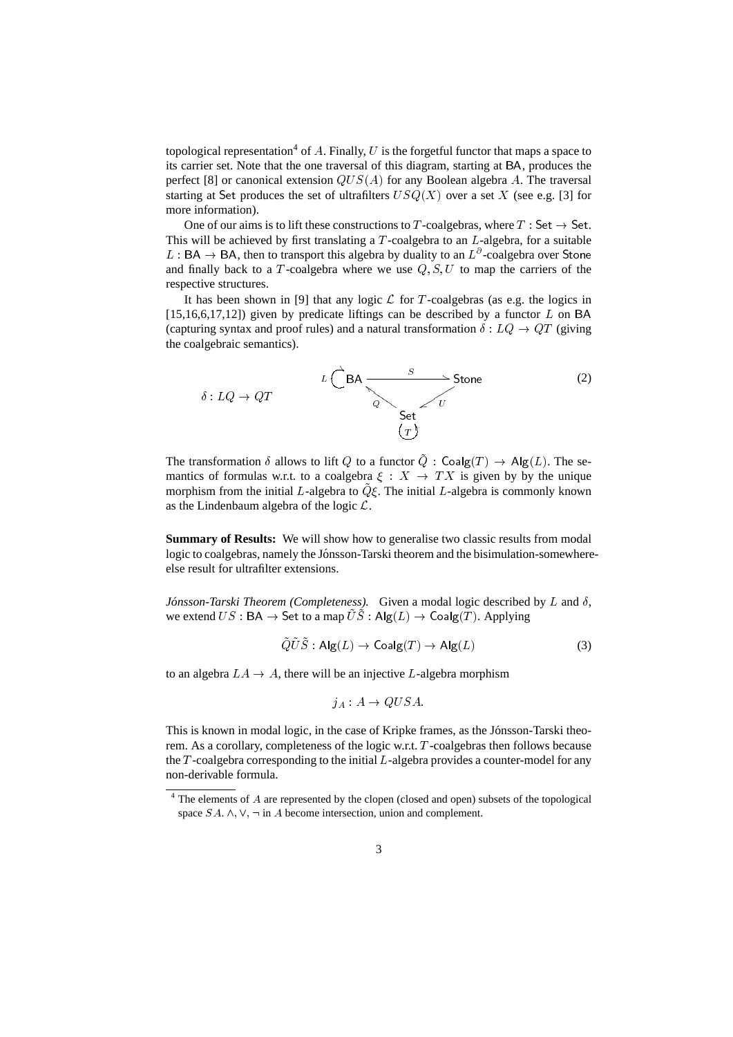topological representation[4] of $A$. Finally, $U$ is the forgetful functor that maps a space to its carrier set. Note that the one traversal of this diagram, starting at $\mathsf{BA}$, produces the perfect [8] or canonical extension $QUS(A)$ for any Boolean algebra $A$. The traversal starting at $\mathsf{Set}$ produces the set of ultrafilters $USQ(X)$ over a set $X$ (see e.g. [3] for more information).

One of our aims is to lift these constructions to $T$-coalgebras, where $T : \mathsf{Set} \to \mathsf{Set}$. This will be achieved by first translating a $T$-coalgebra to an $L$-algebra, for a suitable $L : \mathsf{BA} \to \mathsf{BA}$, then to transport this algebra by duality to an $L^\partial$-coalgebra over $\mathsf{Stone}$ and finally back to a $T$-coalgebra where we use $Q, S, U$ to map the carriers of the respective structures.

It has been shown in [9] that any logic $\mathcal{L}$ for $T$-coalgebras (as e.g. the logics in [15,16,6,17,12]) given by predicate liftings can be described by a functor $L$ on $\mathsf{BA}$ (capturing syntax and proof rules) and a natural transformation $\delta : LQ \to QT$ (giving the coalgebraic semantics).

$$\delta : LQ \to QT \qquad \qquad L \circlearrowright \mathsf{BA} \xrightarrow{\;S\;} \mathsf{Stone}, \quad \mathsf{Set} \xrightarrow{\;Q\;} \mathsf{BA}, \quad \mathsf{Stone} \xrightarrow{\;U\;} \mathsf{Set} \circlearrowleft T \tag{2}$$

The transformation $\delta$ allows to lift $Q$ to a functor $\tilde{Q} : \mathsf{Coalg}(T) \to \mathsf{Alg}(L)$. The semantics of formulas w.r.t. to a coalgebra $\xi : X \to TX$ is given by by the unique morphism from the initial $L$-algebra to $\tilde{Q}\xi$. The initial $L$-algebra is commonly known as the Lindenbaum algebra of the logic $\mathcal{L}$.

**Summary of Results:** We will show how to generalise two classic results from modal logic to coalgebras, namely the Jónsson-Tarski theorem and the bisimulation-somewhere-else result for ultrafilter extensions.

*Jónsson-Tarski Theorem (Completeness).* Given a modal logic described by $L$ and $\delta$, we extend $US : \mathsf{BA} \to \mathsf{Set}$ to a map $\tilde{U}\tilde{S} : \mathsf{Alg}(L) \to \mathsf{Coalg}(T)$. Applying

$$\tilde{Q}\tilde{U}\tilde{S} : \mathsf{Alg}(L) \to \mathsf{Coalg}(T) \to \mathsf{Alg}(L) \tag{3}$$

to an algebra $LA \to A$, there will be an injective $L$-algebra morphism

$$j_A : A \to QUSA.$$

This is known in modal logic, in the case of Kripke frames, as the Jónsson-Tarski theorem. As a corollary, completeness of the logic w.r.t. $T$-coalgebras then follows because the $T$-coalgebra corresponding to the initial $L$-algebra provides a counter-model for any non-derivable formula.

[4] The elements of $A$ are represented by the clopen (closed and open) subsets of the topological space $SA$. $\wedge, \vee, \neg$ in $A$ become intersection, union and complement.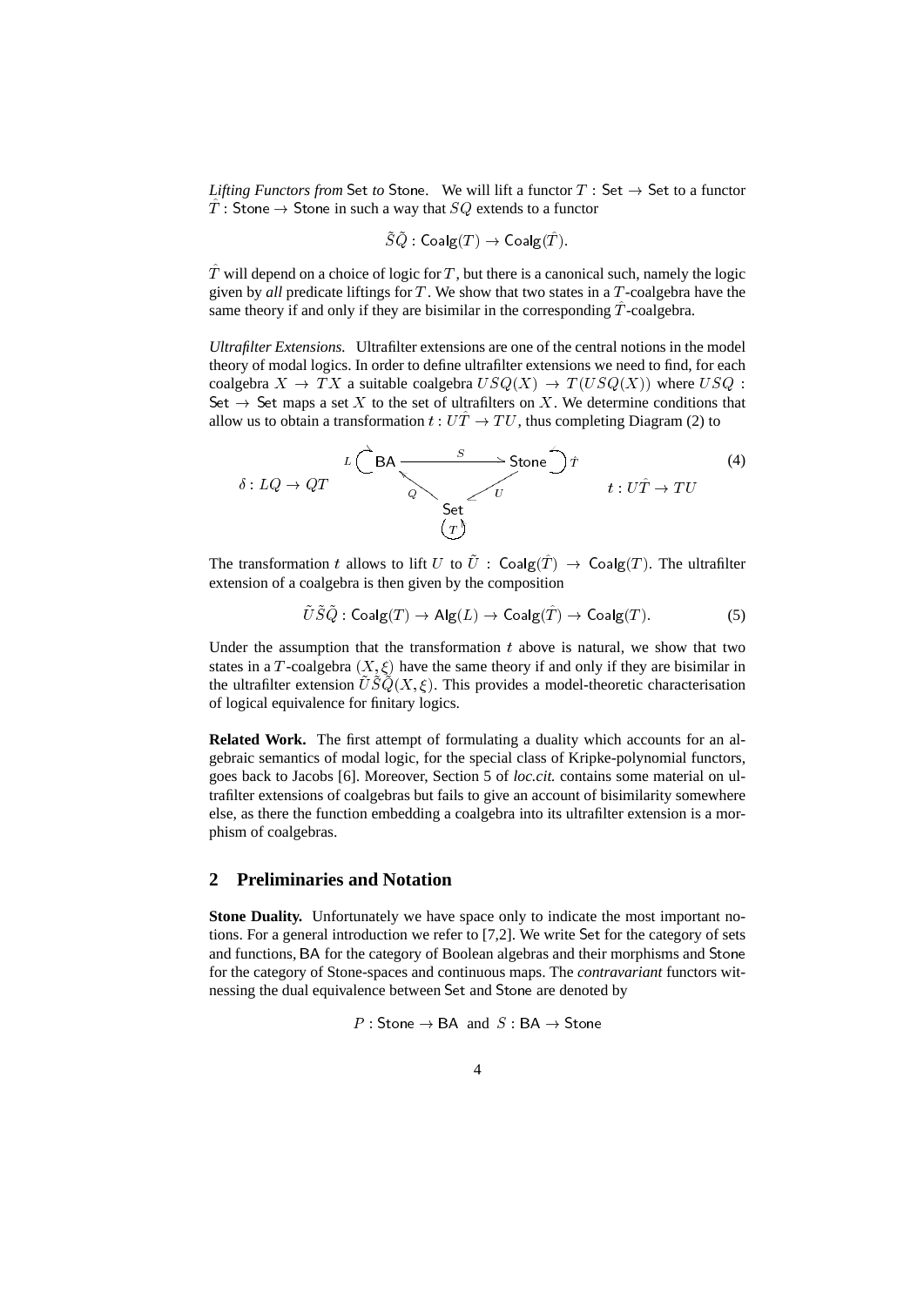*Lifting Functors from* Set *to* Stone. We will lift a functor $T : \mathsf{Set} \to \mathsf{Set}$ to a functor $\hat{T} : \mathsf{Stone} \to \mathsf{Stone}$ in such a way that $SQ$ extends to a functor

$$\tilde{S}\tilde{Q} : \mathsf{Coalg}(T) \to \mathsf{Coalg}(\hat{T}).$$

$\hat{T}$ will depend on a choice of logic for $T$, but there is a canonical such, namely the logic given by *all* predicate liftings for $T$. We show that two states in a $T$-coalgebra have the same theory if and only if they are bisimilar in the corresponding $\hat{T}$-coalgebra.

*Ultrafilter Extensions.* Ultrafilter extensions are one of the central notions in the model theory of modal logics. In order to define ultrafilter extensions we need to find, for each coalgebra $X \to TX$ a suitable coalgebra $USQ(X) \to T(USQ(X))$ where $USQ : \mathsf{Set} \to \mathsf{Set}$ maps a set $X$ to the set of ultrafilters on $X$. We determine conditions that allow us to obtain a transformation $t : U\hat{T} \to TU$, thus completing Diagram (2) to

$$\delta : LQ \to QT \qquad \begin{array}{c} L \circlearrowright \mathsf{BA} \xrightarrow{\;S\;} \mathsf{Stone} \circlearrowleft \hat{T} \\ {}_{Q}\nwarrow \quad \swarrow_{U} \\ \mathsf{Set} \\ \circlearrowright T \end{array} \qquad t : U\hat{T} \to TU \tag{4}$$

The transformation $t$ allows to lift $U$ to $\tilde{U} : \mathsf{Coalg}(\hat{T}) \to \mathsf{Coalg}(T)$. The ultrafilter extension of a coalgebra is then given by the composition

$$\tilde{U}\tilde{S}\tilde{Q} : \mathsf{Coalg}(T) \to \mathsf{Alg}(L) \to \mathsf{Coalg}(\hat{T}) \to \mathsf{Coalg}(T). \tag{5}$$

Under the assumption that the transformation $t$ above is natural, we show that two states in a $T$-coalgebra $(X, \xi)$ have the same theory if and only if they are bisimilar in the ultrafilter extension $\tilde{U}\tilde{S}\tilde{Q}(X, \xi)$. This provides a model-theoretic characterisation of logical equivalence for finitary logics.

**Related Work.** The first attempt of formulating a duality which accounts for an algebraic semantics of modal logic, for the special class of Kripke-polynomial functors, goes back to Jacobs [6]. Moreover, Section 5 of *loc.cit.* contains some material on ultrafilter extensions of coalgebras but fails to give an account of bisimilarity somewhere else, as there the function embedding a coalgebra into its ultrafilter extension is a morphism of coalgebras.

## 2 Preliminaries and Notation

**Stone Duality.** Unfortunately we have space only to indicate the most important notions. For a general introduction we refer to [7,2]. We write Set for the category of sets and functions, BA for the category of Boolean algebras and their morphisms and Stone for the category of Stone-spaces and continuous maps. The *contravariant* functors witnessing the dual equivalence between Set and Stone are denoted by

$$P : \mathsf{Stone} \to \mathsf{BA} \;\text{ and }\; S : \mathsf{BA} \to \mathsf{Stone}$$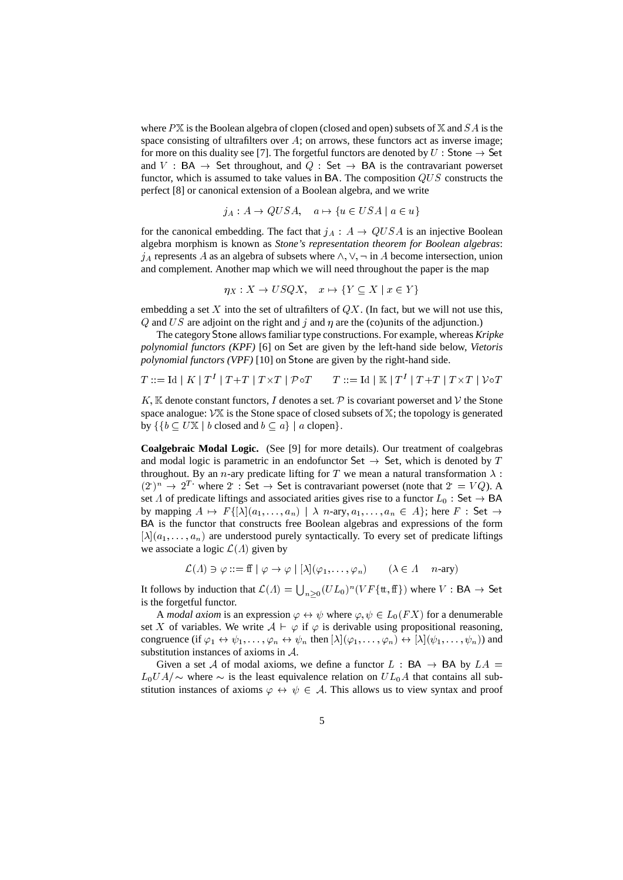where $P\mathbb{X}$ is the Boolean algebra of clopen (closed and open) subsets of $\mathbb{X}$ and $SA$ is the space consisting of ultrafilters over $A$; on arrows, these functors act as inverse image; for more on this duality see [7]. The forgetful functors are denoted by $U : \mathsf{Stone} \to \mathsf{Set}$ and $V : \mathsf{BA} \to \mathsf{Set}$ throughout, and $Q : \mathsf{Set} \to \mathsf{BA}$ is the contravariant powerset functor, which is assumed to take values in $\mathsf{BA}$. The composition $QUS$ constructs the perfect [8] or canonical extension of a Boolean algebra, and we write

$$j_A : A \to QUSA, \quad a \mapsto \{u \in USA \mid a \in u\}$$

for the canonical embedding. The fact that $j_A : A \to QUSA$ is an injective Boolean algebra morphism is known as *Stone's representation theorem for Boolean algebras*: $j_A$ represents $A$ as an algebra of subsets where $\wedge, \vee, \neg$ in $A$ become intersection, union and complement. Another map which we will need throughout the paper is the map

$$\eta_X : X \to USQX, \quad x \mapsto \{Y \subseteq X \mid x \in Y\}$$

embedding a set $X$ into the set of ultrafilters of $QX$. (In fact, but we will not use this, $Q$ and $US$ are adjoint on the right and $j$ and $\eta$ are the (co)units of the adjunction.)

The category $\mathsf{Stone}$ allows familiar type constructions. For example, whereas *Kripke polynomial functors (KPF)* [6] on $\mathsf{Set}$ are given by the left-hand side below, *Vietoris polynomial functors (VPF)* [10] on $\mathsf{Stone}$ are given by the right-hand side.

$$T ::= \mathrm{Id} \mid K \mid T^I \mid T{+}T \mid T{\times}T \mid \mathcal{P}{\circ}T \qquad T ::= \mathrm{Id} \mid \mathbb{K} \mid T^I \mid T{+}T \mid T{\times}T \mid \mathcal{V}{\circ}T$$

$K, \mathbb{K}$ denote constant functors, $I$ denotes a set. $\mathcal{P}$ is covariant powerset and $\mathcal{V}$ the Stone space analogue: $\mathcal{V}\mathbb{X}$ is the Stone space of closed subsets of $\mathbb{X}$; the topology is generated by $\{\{b \subseteq U\mathbb{X} \mid b \text{ closed and } b \subseteq a\} \mid a \text{ clopen}\}$.

**Coalgebraic Modal Logic.** (See [9] for more details). Our treatment of coalgebras and modal logic is parametric in an endofunctor $\mathsf{Set} \to \mathsf{Set}$, which is denoted by $T$ throughout. By an $n$-ary predicate lifting for $T$ we mean a natural transformation $\lambda : (2^\cdot)^n \to 2^{T\cdot}$ where $2^\cdot : \mathsf{Set} \to \mathsf{Set}$ is contravariant powerset (note that $2^\cdot = VQ$). A set $\Lambda$ of predicate liftings and associated arities gives rise to a functor $L_0 : \mathsf{Set} \to \mathsf{BA}$ by mapping $A \mapsto F\{[\lambda](a_1, \ldots, a_n) \mid \lambda \text{ } n\text{-ary}, a_1, \ldots, a_n \in A\}$; here $F : \mathsf{Set} \to \mathsf{BA}$ is the functor that constructs free Boolean algebras and expressions of the form $[\lambda](a_1, \ldots, a_n)$ are understood purely syntactically. To every set of predicate liftings we associate a logic $\mathcal{L}(\Lambda)$ given by

$$\mathcal{L}(\Lambda) \ni \varphi ::= \mathrm{ff} \mid \varphi \to \varphi \mid [\lambda](\varphi_1, \ldots, \varphi_n) \qquad (\lambda \in \Lambda \quad n\text{-ary})$$

It follows by induction that $\mathcal{L}(\Lambda) = \bigcup_{n \geq 0} (UL_0)^n (VF\{\mathrm{tt}, \mathrm{ff}\})$ where $V : \mathsf{BA} \to \mathsf{Set}$ is the forgetful functor.

A *modal axiom* is an expression $\varphi \leftrightarrow \psi$ where $\varphi, \psi \in L_0(FX)$ for a denumerable set $X$ of variables. We write $\mathcal{A} \vdash \varphi$ if $\varphi$ is derivable using propositional reasoning, congruence (if $\varphi_1 \leftrightarrow \psi_1, \ldots, \varphi_n \leftrightarrow \psi_n$ then $[\lambda](\varphi_1, \ldots, \varphi_n) \leftrightarrow [\lambda](\psi_1, \ldots, \psi_n)$) and substitution instances of axioms in $\mathcal{A}$.

Given a set $\mathcal{A}$ of modal axioms, we define a functor $L : \mathsf{BA} \to \mathsf{BA}$ by $LA = L_0UA/\!\sim$ where $\sim$ is the least equivalence relation on $UL_0A$ that contains all substitution instances of axioms $\varphi \leftrightarrow \psi \in \mathcal{A}$. This allows us to view syntax and proof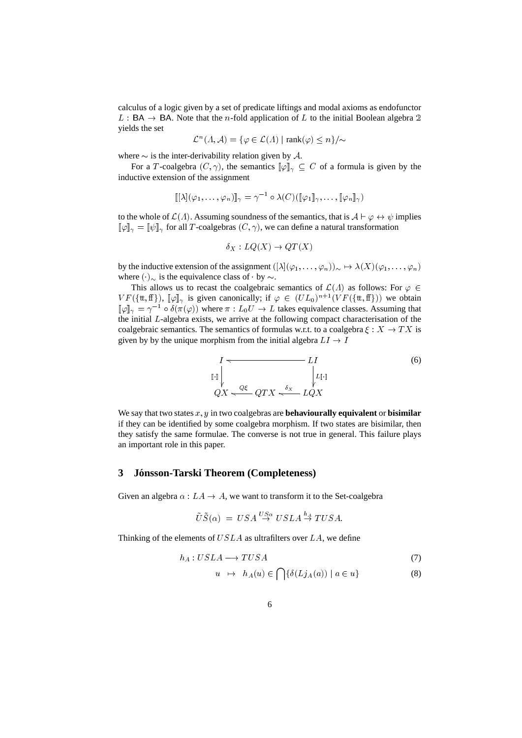calculus of a logic given by a set of predicate liftings and modal axioms as endofunctor $L : \mathsf{BA} \to \mathsf{BA}$. Note that the $n$-fold application of $L$ to the initial Boolean algebra $\mathbb{2}$ yields the set

$$\mathcal{L}^n(\Lambda, \mathcal{A}) = \{\varphi \in \mathcal{L}(\Lambda) \mid \mathrm{rank}(\varphi) \leq n\}/{\sim}$$

where $\sim$ is the inter-derivability relation given by $\mathcal{A}$.

For a $T$-coalgebra $(C, \gamma)$, the semantics $[\![\varphi]\!]_\gamma \subseteq C$ of a formula is given by the inductive extension of the assignment

$$[\![[\lambda](\varphi_1, \ldots, \varphi_n)]\!]_\gamma = \gamma^{-1} \circ \lambda(C)([\![\varphi_1]\!]_\gamma, \ldots, [\![\varphi_n]\!]_\gamma)$$

to the whole of $\mathcal{L}(\Lambda)$. Assuming soundness of the semantics, that is $\mathcal{A} \vdash \varphi \leftrightarrow \psi$ implies $[\![\varphi]\!]_\gamma = [\![\psi]\!]_\gamma$ for all $T$-coalgebras $(C, \gamma)$, we can define a natural transformation

$$\delta_X : LQ(X) \to QT(X)$$

by the inductive extension of the assignment $([\lambda](\varphi_1, \ldots, \varphi_n))_\sim \mapsto \lambda(X)(\varphi_1, \ldots, \varphi_n)$ where $(\cdot)_\sim$ is the equivalence class of $\cdot$ by $\sim$.

This allows us to recast the coalgebraic semantics of $\mathcal{L}(\Lambda)$ as follows: For $\varphi \in VF(\{\mathtt{tt}, \mathtt{ff}\})$, $[\![\varphi]\!]_\gamma$ is given canonically; if $\varphi \in (UL_0)^{n+1}(VF(\{\mathtt{tt}, \mathtt{ff}\}))$ we obtain $[\![\varphi]\!]_\gamma = \gamma^{-1} \circ \delta(\pi(\varphi))$ where $\pi : L_0 U \to L$ takes equivalence classes. Assuming that the initial $L$-algebra exists, we arrive at the following compact characterisation of the coalgebraic semantics. The semantics of formulas w.r.t. to a coalgebra $\xi : X \to TX$ is given by by the unique morphism from the initial algebra $LI \to I$

$$\begin{array}{ccccc} I & \longleftarrow & & & LI \\ {\scriptstyle [\![\cdot]\!]}\downarrow & & & & \downarrow{\scriptstyle L[\cdot]} \\ QX & \xleftarrow{Q\xi} & QTX & \xleftarrow{\delta_X} & LQX \end{array} \tag{6}$$

We say that two states $x, y$ in two coalgebras are **behaviourally equivalent** or **bisimilar** if they can be identified by some coalgebra morphism. If two states are bisimilar, then they satisfy the same formulae. The converse is not true in general. This failure plays an important role in this paper.

## 3 Jónsson-Tarski Theorem (Completeness)

Given an algebra $\alpha : LA \to A$, we want to transform it to the Set-coalgebra

$$\tilde{U}\tilde{S}(\alpha) \;=\; USA \stackrel{US\alpha}{\to} USLA \stackrel{h_A}{\to} TUSA.$$

Thinking of the elements of $USLA$ as ultrafilters over $LA$, we define

$$h_A : USLA \longrightarrow TUSA \tag{7}$$

$$u \;\mapsto\; h_A(u) \in \bigcap \{\delta(Lj_A(a)) \mid a \in u\} \tag{8}$$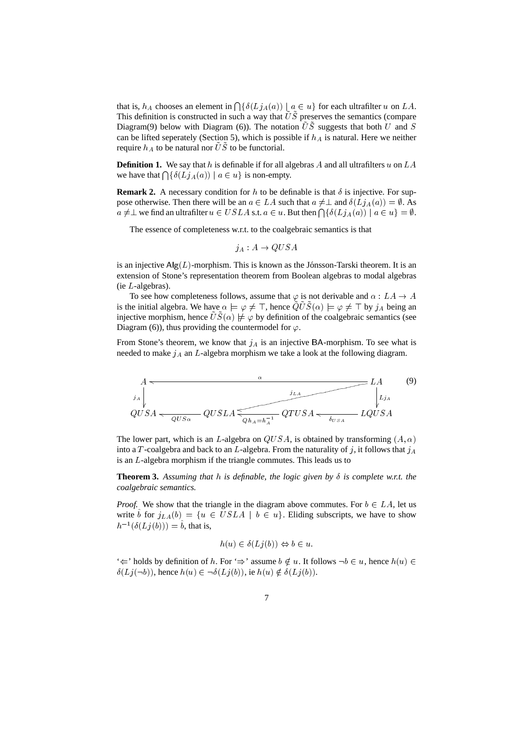that is, $h_A$ chooses an element in $\bigcap\{\delta(Lj_A(a)) \mid a \in u\}$ for each ultrafilter $u$ on $LA$. This definition is constructed in such a way that $\tilde{U}\tilde{S}$ preserves the semantics (compare Diagram(9) below with Diagram (6)). The notation $\tilde{U}\tilde{S}$ suggests that both $U$ and $S$ can be lifted seperately (Section 5), which is possible if $h_A$ is natural. Here we neither require $h_A$ to be natural nor $\tilde{U}\tilde{S}$ to be functorial.

**Definition 1.** We say that $h$ is definable if for all algebras $A$ and all ultrafilters $u$ on $LA$ we have that $\bigcap\{\delta(Lj_A(a)) \mid a \in u\}$ is non-empty.

**Remark 2.** A necessary condition for $h$ to be definable is that $\delta$ is injective. For suppose otherwise. Then there will be an $a \in LA$ such that $a \neq \perp$ and $\delta(Lj_A(a)) = \emptyset$. As $a \neq \perp$ we find an ultrafilter $u \in USLA$ s.t. $a \in u$. But then $\bigcap\{\delta(Lj_A(a)) \mid a \in u\} = \emptyset$.

The essence of completeness w.r.t. to the coalgebraic semantics is that

$$j_A : A \to QUSA$$

is an injective $\mathsf{Alg}(L)$-morphism. This is known as the Jónsson-Tarski theorem. It is an extension of Stone's representation theorem from Boolean algebras to modal algebras (ie $L$-algebras).

To see how completeness follows, assume that $\varphi$ is not derivable and $\alpha : LA \to A$ is the initial algebra. We have $\alpha \models \varphi \neq \top$, hence $\tilde{Q}\tilde{U}\tilde{S}(\alpha) \models \varphi \neq \top$ by $j_A$ being an injective morphism, hence $\tilde{U}\tilde{S}(\alpha) \not\models \varphi$ by definition of the coalgebraic semantics (see Diagram (6)), thus providing the countermodel for $\varphi$.

From Stone's theorem, we know that $j_A$ is an injective $\mathsf{BA}$-morphism. To see what is needed to make $j_A$ an $L$-algebra morphism we take a look at the following diagram.

$$\begin{array}{ccccccc}
A & \xleftarrow{\qquad\qquad\qquad\qquad\alpha\qquad\qquad\qquad\qquad} & & & & & LA \\
\downarrow{\scriptstyle j_A} & & & \nwarrow{\scriptstyle j_{LA}} & & & \downarrow{\scriptstyle Lj_A} \\
QUSA & \xleftarrow{QUS\alpha} & QUSLA & \xleftarrow{Qh_A = h_A^{-1}} & QTUSA & \xleftarrow{\delta_{USA}} & LQUSA
\end{array} \tag{9}$$

The lower part, which is an $L$-algebra on $QUSA$, is obtained by transforming $(A, \alpha)$ into a $T$-coalgebra and back to an $L$-algebra. From the naturality of $j$, it follows that $j_A$ is an $L$-algebra morphism if the triangle commutes. This leads us to

**Theorem 3.** *Assuming that $h$ is definable, the logic given by $\delta$ is complete w.r.t. the coalgebraic semantics.*

*Proof.* We show that the triangle in the diagram above commutes. For $b \in LA$, let us write $\hat{b}$ for $j_{LA}(b) = \{u \in USLA \mid b \in u\}$. Eliding subscripts, we have to show $h^{-1}(\delta(Lj(b))) = \hat{b}$, that is,

$$h(u) \in \delta(Lj(b)) \Leftrightarrow b \in u.$$

'$\Leftarrow$' holds by definition of $h$. For '$\Rightarrow$' assume $b \notin u$. It follows $\neg b \in u$, hence $h(u) \in \delta(Lj(\neg b))$, hence $h(u) \in \neg\delta(Lj(b))$, ie $h(u) \notin \delta(Lj(b))$.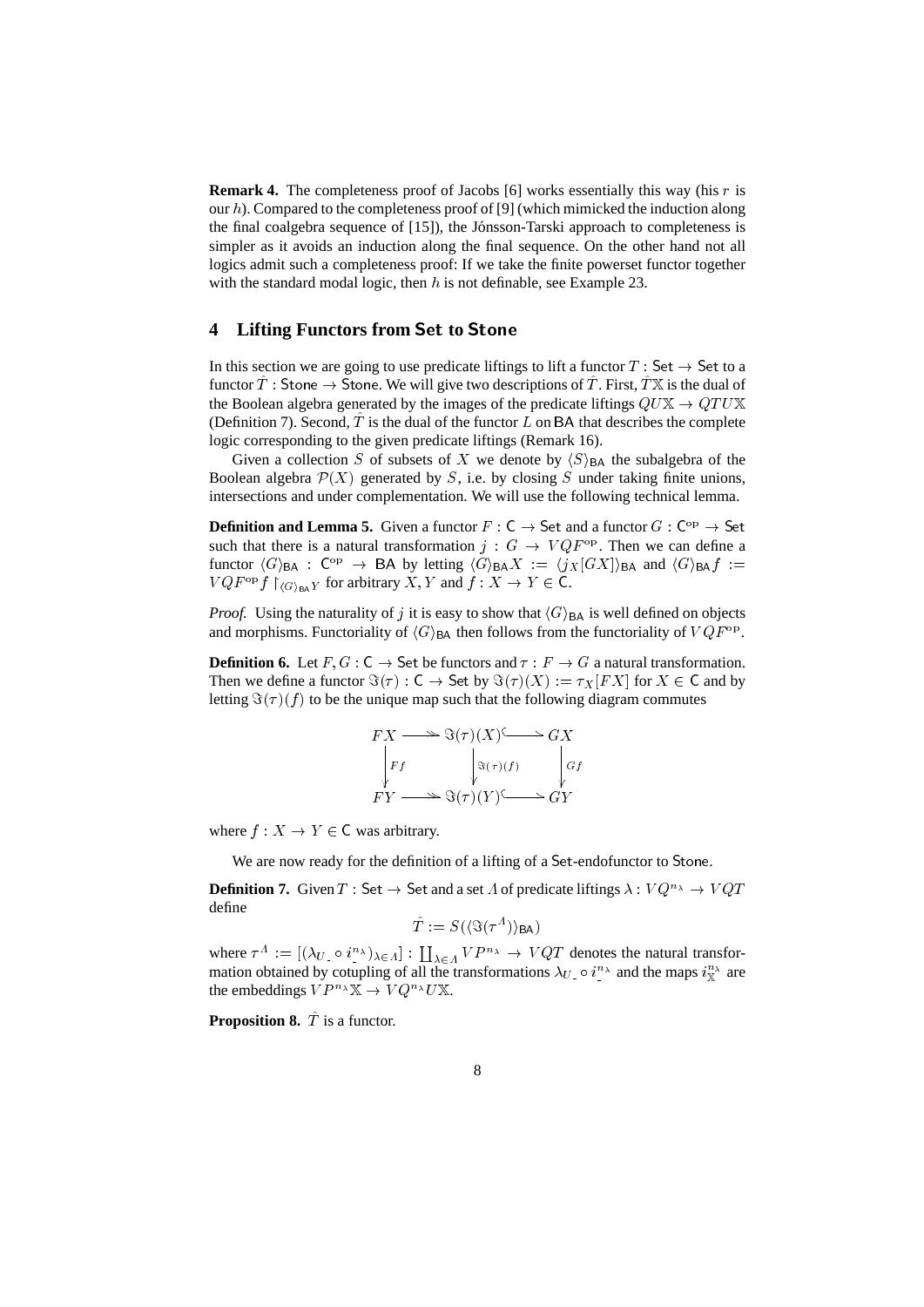**Remark 4.** The completeness proof of Jacobs [6] works essentially this way (his $r$ is our $h$). Compared to the completeness proof of [9] (which mimicked the induction along the final coalgebra sequence of [15]), the Jónsson-Tarski approach to completeness is simpler as it avoids an induction along the final sequence. On the other hand not all logics admit such a completeness proof: If we take the finite powerset functor together with the standard modal logic, then $h$ is not definable, see Example 23.

## 4 Lifting Functors from Set to Stone

In this section we are going to use predicate liftings to lift a functor $T : \mathsf{Set} \to \mathsf{Set}$ to a functor $\hat{T} : \mathsf{Stone} \to \mathsf{Stone}$. We will give two descriptions of $\hat{T}$. First, $\hat{T}\mathbb{X}$ is the dual of the Boolean algebra generated by the images of the predicate liftings $QU\mathbb{X} \to QTU\mathbb{X}$ (Definition 7). Second, $\hat{T}$ is the dual of the functor $L$ on $\mathsf{BA}$ that describes the complete logic corresponding to the given predicate liftings (Remark 16).

Given a collection $S$ of subsets of $X$ we denote by $\langle S \rangle_{\mathsf{BA}}$ the subalgebra of the Boolean algebra $\mathcal{P}(X)$ generated by $S$, i.e. by closing $S$ under taking finite unions, intersections and under complementation. We will use the following technical lemma.

**Definition and Lemma 5.** Given a functor $F : \mathsf{C} \to \mathsf{Set}$ and a functor $G : \mathsf{C}^{\mathrm{op}} \to \mathsf{Set}$ such that there is a natural transformation $j : G \to VQF^{\mathrm{op}}$. Then we can define a functor $\langle G \rangle_{\mathsf{BA}} : \mathsf{C}^{\mathrm{op}} \to \mathsf{BA}$ by letting $\langle G \rangle_{\mathsf{BA}} X := \langle j_X[GX] \rangle_{\mathsf{BA}}$ and $\langle G \rangle_{\mathsf{BA}} f := VQF^{\mathrm{op}} f \restriction_{\langle G \rangle_{\mathsf{BA}} Y}$ for arbitrary $X, Y$ and $f : X \to Y \in \mathsf{C}$.

*Proof.* Using the naturality of $j$ it is easy to show that $\langle G \rangle_{\mathsf{BA}}$ is well defined on objects and morphisms. Functoriality of $\langle G \rangle_{\mathsf{BA}}$ then follows from the functoriality of $VQF^{\mathrm{op}}$.

**Definition 6.** Let $F, G : \mathsf{C} \to \mathsf{Set}$ be functors and $\tau : F \to G$ a natural transformation. Then we define a functor $\Im(\tau) : \mathsf{C} \to \mathsf{Set}$ by $\Im(\tau)(X) := \tau_X[FX]$ for $X \in \mathsf{C}$ and by letting $\Im(\tau)(f)$ to be the unique map such that the following diagram commutes

$$\begin{array}{ccccc} FX & \twoheadrightarrow & \Im(\tau)(X) & \hookrightarrow & GX \\ \downarrow{\scriptstyle Ff} & & \downarrow{\scriptstyle \Im(\tau)(f)} & & \downarrow{\scriptstyle Gf} \\ FY & \twoheadrightarrow & \Im(\tau)(Y) & \hookrightarrow & GY \end{array}$$

where $f : X \to Y \in \mathsf{C}$ was arbitrary.

We are now ready for the definition of a lifting of a $\mathsf{Set}$-endofunctor to $\mathsf{Stone}$.

**Definition 7.** Given $T : \mathsf{Set} \to \mathsf{Set}$ and a set $\Lambda$ of predicate liftings $\lambda : VQ^{n_\lambda} \to VQT$ define

$$\hat{T} := S(\langle \Im(\tau^\Lambda) \rangle_{\mathsf{BA}})$$

where $\tau^\Lambda := [(\lambda_{U\_} \circ i^{n_\lambda}_{\_})_{\lambda \in \Lambda}] : \coprod_{\lambda \in \Lambda} VP^{n_\lambda} \to VQT$ denotes the natural transformation obtained by cotupling of all the transformations $\lambda_{U\_} \circ i^{n_\lambda}_{\_}$ and the maps $i^{n_\lambda}_{\mathbb{X}}$ are the embeddings $VP^{n_\lambda}\mathbb{X} \to VQ^{n_\lambda}U\mathbb{X}$.

**Proposition 8.** $\hat{T}$ is a functor.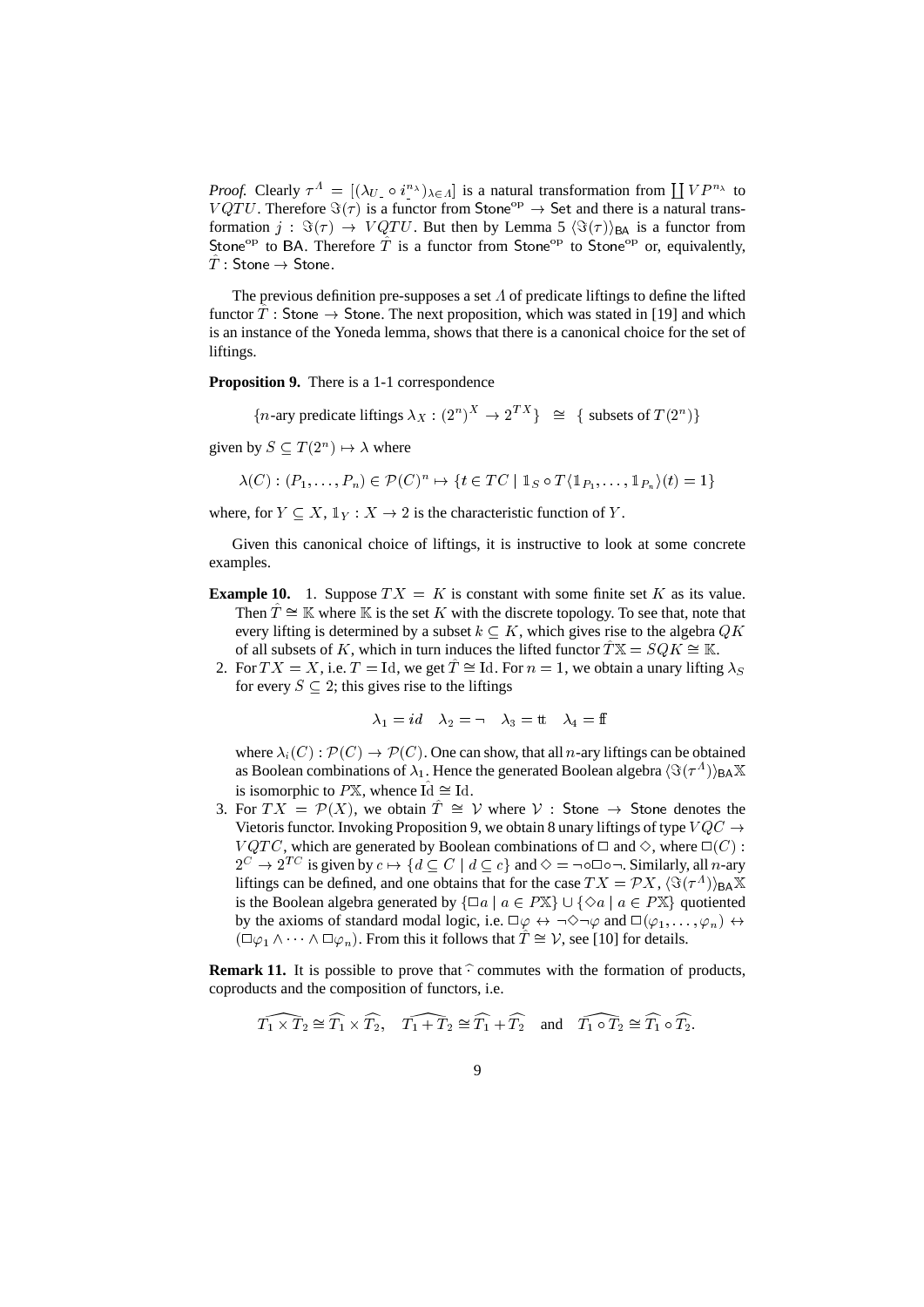*Proof.* Clearly $\tau^\Lambda = [(\lambda_{U\_} \circ i^{n_\lambda}_{\_})_{\lambda \in \Lambda}]$ is a natural transformation from $\coprod VP^{n_\lambda}$ to $VQTU$. Therefore $\Im(\tau)$ is a functor from $\mathsf{Stone}^{\mathrm{op}} \to \mathsf{Set}$ and there is a natural transformation $j : \Im(\tau) \to VQTU$. But then by Lemma 5 $\langle \Im(\tau) \rangle_{\mathsf{BA}}$ is a functor from $\mathsf{Stone}^{\mathrm{op}}$ to $\mathsf{BA}$. Therefore $\hat{T}$ is a functor from $\mathsf{Stone}^{\mathrm{op}}$ to $\mathsf{Stone}^{\mathrm{op}}$ or, equivalently, $\hat{T} : \mathsf{Stone} \to \mathsf{Stone}$.

The previous definition pre-supposes a set $\Lambda$ of predicate liftings to define the lifted functor $\hat{T} : \mathsf{Stone} \to \mathsf{Stone}$. The next proposition, which was stated in [19] and which is an instance of the Yoneda lemma, shows that there is a canonical choice for the set of liftings.

**Proposition 9.** There is a 1-1 correspondence

$$\{n\text{-ary predicate liftings } \lambda_X : (2^n)^X \to 2^{TX}\} \;\cong\; \{\text{ subsets of } T(2^n)\}$$

given by $S \subseteq T(2^n) \mapsto \lambda$ where

$$\lambda(C) : (P_1, \ldots, P_n) \in \mathcal{P}(C)^n \mapsto \{t \in TC \mid \mathbb{1}_S \circ T\langle \mathbb{1}_{P_1}, \ldots, \mathbb{1}_{P_n} \rangle(t) = 1\}$$

where, for $Y \subseteq X$, $\mathbb{1}_Y : X \to 2$ is the characteristic function of $Y$.

Given this canonical choice of liftings, it is instructive to look at some concrete examples.

**Example 10.**

1. Suppose $TX = K$ is constant with some finite set $K$ as its value. Then $\hat{T} \cong \mathbb{K}$ where $\mathbb{K}$ is the set $K$ with the discrete topology. To see that, note that every lifting is determined by a subset $k \subseteq K$, which gives rise to the algebra $QK$ of all subsets of $K$, which in turn induces the lifted functor $\hat{T}\mathbb{X} = SQK \cong \mathbb{K}$.
2. For $TX = X$, i.e. $T = \mathrm{Id}$, we get $\hat{T} \cong \mathrm{Id}$. For $n = 1$, we obtain a unary lifting $\lambda_S$ for every $S \subseteq 2$; this gives rise to the liftings

   $$\lambda_1 = id \quad \lambda_2 = \neg \quad \lambda_3 = \mathtt{tt} \quad \lambda_4 = \mathtt{ff}$$

   where $\lambda_i(C) : \mathcal{P}(C) \to \mathcal{P}(C)$. One can show, that all $n$-ary liftings can be obtained as Boolean combinations of $\lambda_1$. Hence the generated Boolean algebra $\langle \Im(\tau^\Lambda) \rangle_{\mathsf{BA}} \mathbb{X}$ is isomorphic to $P\mathbb{X}$, whence $\widehat{\mathrm{Id}} \cong \mathrm{Id}$.
3. For $TX = \mathcal{P}(X)$, we obtain $\hat{T} \cong \mathcal{V}$ where $\mathcal{V} : \mathsf{Stone} \to \mathsf{Stone}$ denotes the Vietoris functor. Invoking Proposition 9, we obtain 8 unary liftings of type $VQC \to VQTC$, which are generated by Boolean combinations of $\Box$ and $\Diamond$, where $\Box(C) : 2^C \to 2^{TC}$ is given by $c \mapsto \{d \subseteq C \mid d \subseteq c\}$ and $\Diamond = \neg \circ \Box \circ \neg$. Similarly, all $n$-ary liftings can be defined, and one obtains that for the case $TX = \mathcal{P}X$, $\langle \Im(\tau^\Lambda) \rangle_{\mathsf{BA}} \mathbb{X}$ is the Boolean algebra generated by $\{\Box a \mid a \in P\mathbb{X}\} \cup \{\Diamond a \mid a \in P\mathbb{X}\}$ quotiented by the axioms of standard modal logic, i.e. $\Box \varphi \leftrightarrow \neg \Diamond \neg \varphi$ and $\Box(\varphi_1, \ldots, \varphi_n) \leftrightarrow (\Box \varphi_1 \wedge \cdots \wedge \Box \varphi_n)$. From this it follows that $\hat{T} \cong \mathcal{V}$, see [10] for details.

**Remark 11.** It is possible to prove that $\widehat{\cdot}$ commutes with the formation of products, coproducts and the composition of functors, i.e.

$$\widehat{T_1 \times T_2} \cong \widehat{T_1} \times \widehat{T_2}, \quad \widehat{T_1 + T_2} \cong \widehat{T_1} + \widehat{T_2} \quad \text{and} \quad \widehat{T_1 \circ T_2} \cong \widehat{T_1} \circ \widehat{T_2}.$$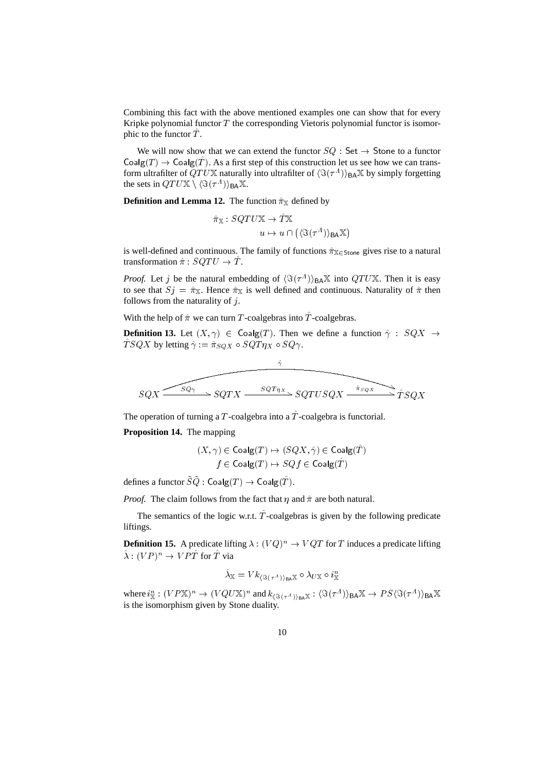Combining this fact with the above mentioned examples one can show that for every Kripke polynomial functor $T$ the corresponding Vietoris polynomial functor is isomorphic to the functor $\hat{T}$.

We will now show that we can extend the functor $SQ : \mathsf{Set} \to \mathsf{Stone}$ to a functor $\mathsf{Coalg}(T) \to \mathsf{Coalg}(\hat{T})$. As a first step of this construction let us see how we can transform ultrafilter of $QTU\mathbb{X}$ naturally into ultrafilter of $\langle \Im(\tau^A) \rangle_{\mathsf{BA}}\mathbb{X}$ by simply forgetting the sets in $QTU\mathbb{X} \setminus \langle \Im(\tau^A) \rangle_{\mathsf{BA}}\mathbb{X}$.

**Definition and Lemma 12.** The function $\hat{\pi}_{\mathbb{X}}$ defined by

$$\hat{\pi}_{\mathbb{X}} : SQTU\mathbb{X} \to \hat{T}\mathbb{X}$$
$$u \mapsto u \cap \left( \langle \Im(\tau^A) \rangle_{\mathsf{BA}}\mathbb{X} \right)$$

is well-defined and continuous. The family of functions $\hat{\pi}_{\mathbb{X} \in \mathsf{Stone}}$ gives rise to a natural transformation $\hat{\pi} : SQTU \to \hat{T}$.

*Proof.* Let $j$ be the natural embedding of $\langle \Im(\tau^A) \rangle_{\mathsf{BA}}\mathbb{X}$ into $QTU\mathbb{X}$. Then it is easy to see that $Sj = \hat{\pi}_{\mathbb{X}}$. Hence $\hat{\pi}_{\mathbb{X}}$ is well defined and continuous. Naturality of $\hat{\pi}$ then follows from the naturality of $j$.

With the help of $\hat{\pi}$ we can turn $T$-coalgebras into $\hat{T}$-coalgebras.

**Definition 13.** Let $(X, \gamma) \in \mathsf{Coalg}(T)$. Then we define a function $\hat{\gamma} : SQX \to \hat{T}SQX$ by letting $\hat{\gamma} := \hat{\pi}_{SQX} \circ SQT\eta_X \circ SQ\gamma$.

$$SQX \xrightarrow{SQ\gamma} SQTX \xrightarrow{SQT\eta_X} SQTUSQX \xrightarrow{\hat{\pi}_{SQX}} \hat{T}SQX$$

(with $\hat{\gamma}$ the composite arrow from $SQX$ to $\hat{T}SQX$)

The operation of turning a $T$-coalgebra into a $\hat{T}$-coalgebra is functorial.

**Proposition 14.** The mapping

$$(X, \gamma) \in \mathsf{Coalg}(T) \mapsto (SQX, \hat{\gamma}) \in \mathsf{Coalg}(\hat{T})$$
$$f \in \mathsf{Coalg}(T) \mapsto SQf \in \mathsf{Coalg}(\hat{T})$$

defines a functor $\tilde{S}\tilde{Q} : \mathsf{Coalg}(T) \to \mathsf{Coalg}(\hat{T})$.

*Proof.* The claim follows from the fact that $\eta$ and $\hat{\pi}$ are both natural.

The semantics of the logic w.r.t. $\hat{T}$-coalgebras is given by the following predicate liftings.

**Definition 15.** A predicate lifting $\lambda : (VQ)^n \to VQT$ for $T$ induces a predicate lifting $\hat{\lambda} : (VP)^n \to VP\hat{T}$ for $\hat{T}$ via

$$\hat{\lambda}_{\mathbb{X}} = Vk_{\langle \Im(\tau^A) \rangle_{\mathsf{BA}}\mathbb{X}} \circ \lambda_{U\mathbb{X}} \circ i^n_{\mathbb{X}}$$

where $i^n_{\mathbb{X}} : (VP\mathbb{X})^n \to (VQU\mathbb{X})^n$ and $k_{\langle \Im(\tau^A) \rangle_{\mathsf{BA}}\mathbb{X}} : \langle \Im(\tau^A) \rangle_{\mathsf{BA}}\mathbb{X} \to PS\langle \Im(\tau^A) \rangle_{\mathsf{BA}}\mathbb{X}$ is the isomorphism given by Stone duality.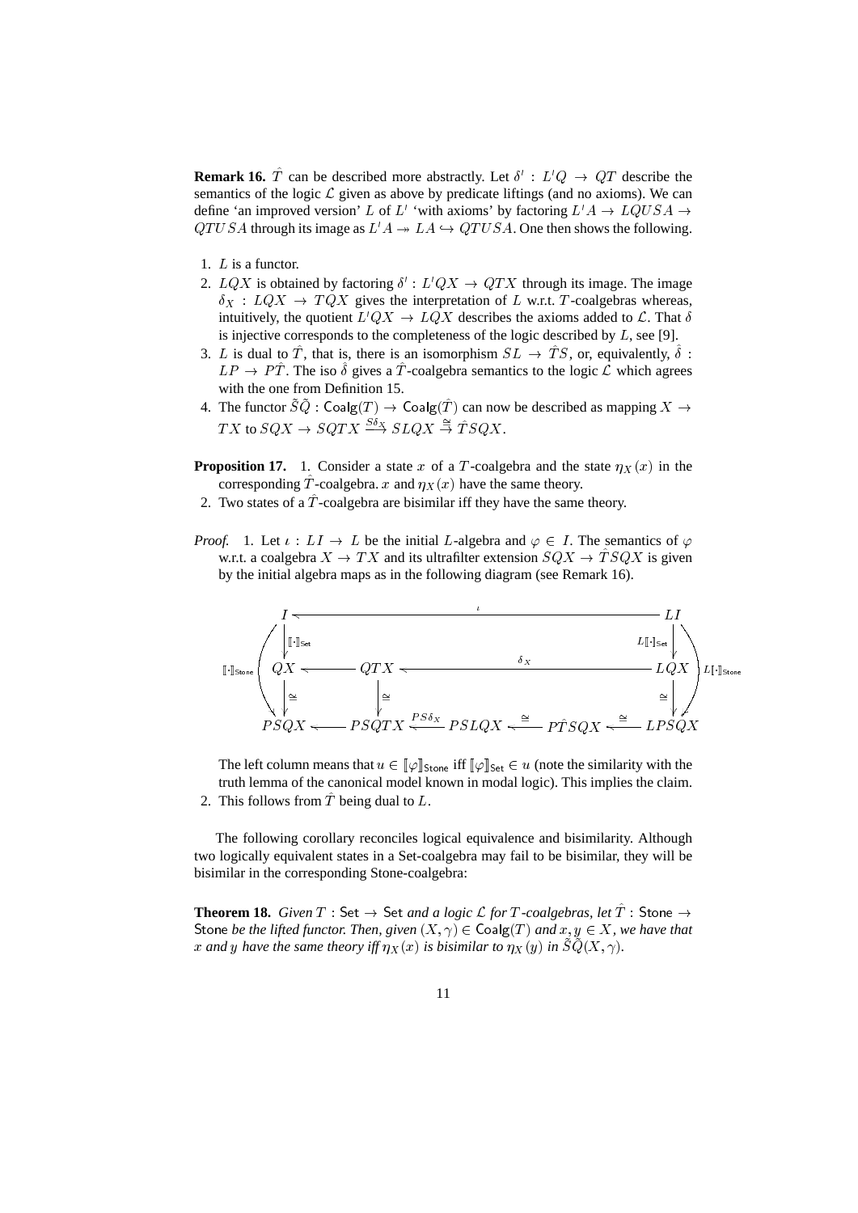**Remark 16.** $\hat{T}$ can be described more abstractly. Let $\delta' : L'Q \to QT$ describe the semantics of the logic $\mathcal{L}$ given as above by predicate liftings (and no axioms). We can define 'an improved version' $L$ of $L'$ 'with axioms' by factoring $L'A \to LQUSA \to QTUSA$ through its image as $L'A \twoheadrightarrow LA \hookrightarrow QTUSA$. One then shows the following.

1. $L$ is a functor.
2. $LQX$ is obtained by factoring $\delta' : L'QX \to QTX$ through its image. The image $\delta_X : LQX \to TQX$ gives the interpretation of $L$ w.r.t. $T$-coalgebras whereas, intuitively, the quotient $L'QX \to LQX$ describes the axioms added to $\mathcal{L}$. That $\delta$ is injective corresponds to the completeness of the logic described by $L$, see [9].
3. $L$ is dual to $\hat{T}$, that is, there is an isomorphism $SL \to \hat{T}S$, or, equivalently, $\hat{\delta} : LP \to P\hat{T}$. The iso $\hat{\delta}$ gives a $\hat{T}$-coalgebra semantics to the logic $\mathcal{L}$ which agrees with the one from Definition 15.
4. The functor $\tilde{S}\tilde{Q} : \mathsf{Coalg}(T) \to \mathsf{Coalg}(\hat{T})$ can now be described as mapping $X \to TX$ to $SQX \to SQTX \xrightarrow{S\delta_X} SLQX \xrightarrow{\cong} \hat{T}SQX$.

**Proposition 17.** 1. Consider a state $x$ of a $T$-coalgebra and the state $\eta_X(x)$ in the corresponding $\hat{T}$-coalgebra. $x$ and $\eta_X(x)$ have the same theory.
2. Two states of a $\hat{T}$-coalgebra are bisimilar iff they have the same theory.

*Proof.* 1. Let $\iota : LI \to L$ be the initial $L$-algebra and $\varphi \in I$. The semantics of $\varphi$ w.r.t. a coalgebra $X \to TX$ and its ultrafilter extension $SQX \to \hat{T}SQX$ is given by the initial algebra maps as in the following diagram (see Remark 16).

$$
\begin{array}{ccccccccc}
I & & & \xleftarrow{\quad\iota\quad} & & & & & LI \\
\downarrow{\scriptstyle [\![\cdot]\!]_{\mathsf{Set}}} & & & & & & & & \downarrow{\scriptstyle L[\![\cdot]\!]_{\mathsf{Set}}} \\
QX & \longleftarrow & QTX & & \xleftarrow{\quad\delta_X\quad} & & & & LQX \\
\downarrow{\scriptstyle \cong} & & \downarrow{\scriptstyle \cong} & & & & & & \downarrow{\scriptstyle \cong} \\
PSQX & \longleftarrow & PSQTX & \xleftarrow{PS\delta_X} & PSLQX & \xleftarrow{\cong} & P\hat{T}SQX & \xleftarrow{\cong} & LPSQX
\end{array}
$$

with $[\![\cdot]\!]_{\mathsf{Stone}} : I \to PSQX$ and $L[\![\cdot]\!]_{\mathsf{Stone}} : LI \to LPSQX$ the composites of the vertical maps.

The left column means that $u \in [\![\varphi]\!]_{\mathsf{Stone}}$ iff $[\![\varphi]\!]_{\mathsf{Set}} \in u$ (note the similarity with the truth lemma of the canonical model known in modal logic). This implies the claim.

2. This follows from $\hat{T}$ being dual to $L$.

The following corollary reconciles logical equivalence and bisimilarity. Although two logically equivalent states in a Set-coalgebra may fail to be bisimilar, they will be bisimilar in the corresponding Stone-coalgebra:

**Theorem 18.** *Given $T : \mathsf{Set} \to \mathsf{Set}$ and a logic $\mathcal{L}$ for $T$-coalgebras, let $\hat{T} : \mathsf{Stone} \to \mathsf{Stone}$ be the lifted functor. Then, given $(X, \gamma) \in \mathsf{Coalg}(T)$ and $x, y \in X$, we have that $x$ and $y$ have the same theory iff $\eta_X(x)$ is bisimilar to $\eta_X(y)$ in $\tilde{S}\tilde{Q}(X, \gamma)$.*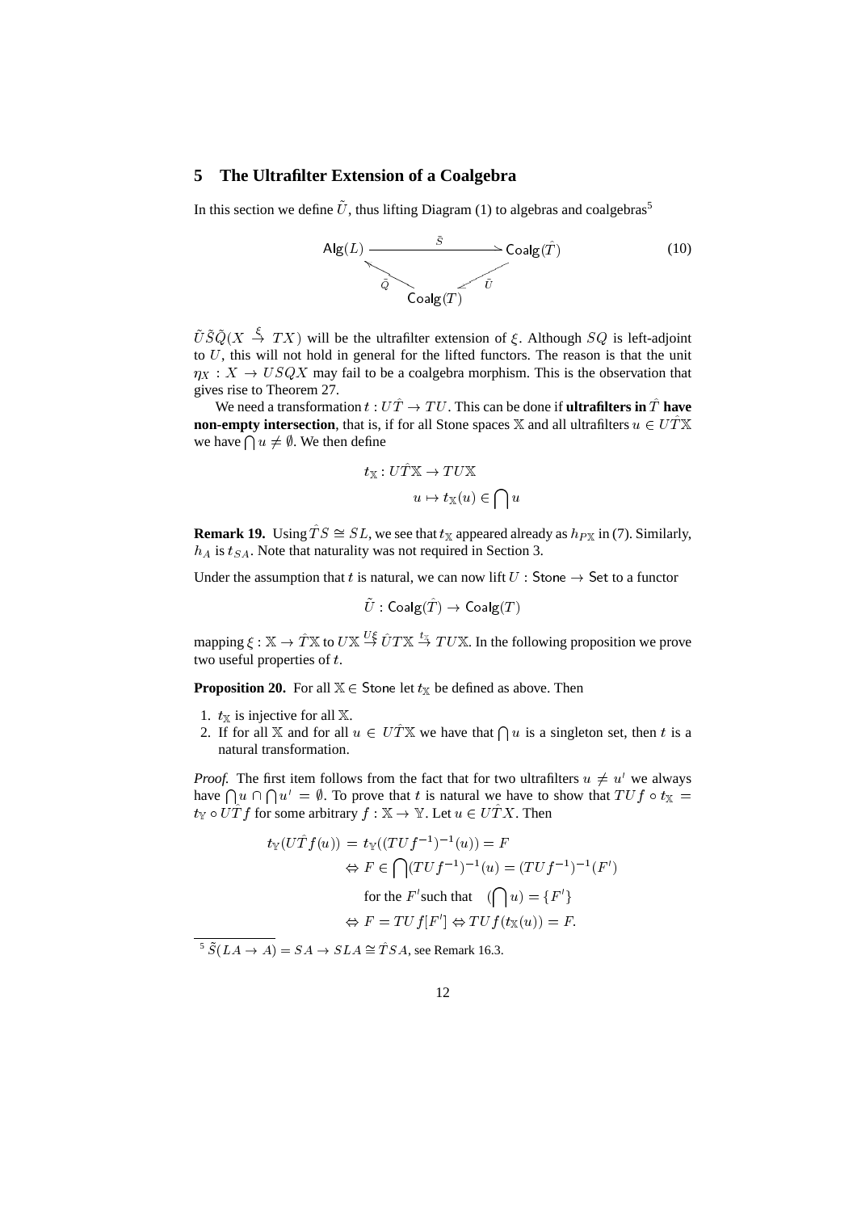## 5 The Ultrafilter Extension of a Coalgebra

In this section we define $\tilde{U}$, thus lifting Diagram (1) to algebras and coalgebras[5]

$$\begin{array}{ccc} \mathsf{Alg}(L) & \xrightarrow{\tilde{S}} & \mathsf{Coalg}(\hat{T}) \\ & \nwarrow_{\tilde{Q}} \quad \swarrow_{\tilde{U}} & \\ & \mathsf{Coalg}(T) & \end{array} \tag{10}$$

$\tilde{U}\tilde{S}\tilde{Q}(X \xrightarrow{\xi} TX)$ will be the ultrafilter extension of $\xi$. Although $SQ$ is left-adjoint to $U$, this will not hold in general for the lifted functors. The reason is that the unit $\eta_X : X \to USQX$ may fail to be a coalgebra morphism. This is the observation that gives rise to Theorem 27.

We need a transformation $t : U\hat{T} \to TU$. This can be done if **ultrafilters in $\hat{T}$ have non-empty intersection**, that is, if for all Stone spaces $\mathbb{X}$ and all ultrafilters $u \in U\hat{T}\mathbb{X}$ we have $\bigcap u \neq \emptyset$. We then define

$$t_{\mathbb{X}} : U\hat{T}\mathbb{X} \to TU\mathbb{X}$$
$$u \mapsto t_{\mathbb{X}}(u) \in \bigcap u$$

**Remark 19.** Using $\hat{T}S \cong SL$, we see that $t_{\mathbb{X}}$ appeared already as $h_{P\mathbb{X}}$ in (7). Similarly, $h_A$ is $t_{SA}$. Note that naturality was not required in Section 3.

Under the assumption that $t$ is natural, we can now lift $U : \mathsf{Stone} \to \mathsf{Set}$ to a functor

$$\tilde{U} : \mathsf{Coalg}(\hat{T}) \to \mathsf{Coalg}(T)$$

mapping $\xi : \mathbb{X} \to \hat{T}\mathbb{X}$ to $U\mathbb{X} \xrightarrow{U\xi} \hat{U}T\mathbb{X} \xrightarrow{t_{\mathbb{X}}} TU\mathbb{X}$. In the following proposition we prove two useful properties of $t$.

**Proposition 20.** For all $\mathbb{X} \in \mathsf{Stone}$ let $t_{\mathbb{X}}$ be defined as above. Then

1. $t_{\mathbb{X}}$ is injective for all $\mathbb{X}$.
2. If for all $\mathbb{X}$ and for all $u \in U\hat{T}\mathbb{X}$ we have that $\bigcap u$ is a singleton set, then $t$ is a natural transformation.

*Proof.* The first item follows from the fact that for two ultrafilters $u \neq u'$ we always have $\bigcap u \cap \bigcap u' = \emptyset$. To prove that $t$ is natural we have to show that $TUf \circ t_{\mathbb{X}} = t_{\mathbb{Y}} \circ U\hat{T}f$ for some arbitrary $f : \mathbb{X} \to \mathbb{Y}$. Let $u \in U\hat{T}X$. Then

$$\begin{aligned} t_{\mathbb{Y}}(U\hat{T}f(u)) &= t_{\mathbb{Y}}((TUf^{-1})^{-1}(u)) = F \\ &\Leftrightarrow F \in \bigcap (TUf^{-1})^{-1}(u) = (TUf^{-1})^{-1}(F') \\ &\qquad \text{for the } F' \text{such that} \quad (\bigcap u) = \{F'\} \\ &\Leftrightarrow F = TUf[F'] \Leftrightarrow TUf(t_{\mathbb{X}}(u)) = F. \end{aligned}$$

[5] $\tilde{S}(LA \to A) = SA \to SLA \cong \hat{T}SA$, see Remark 16.3.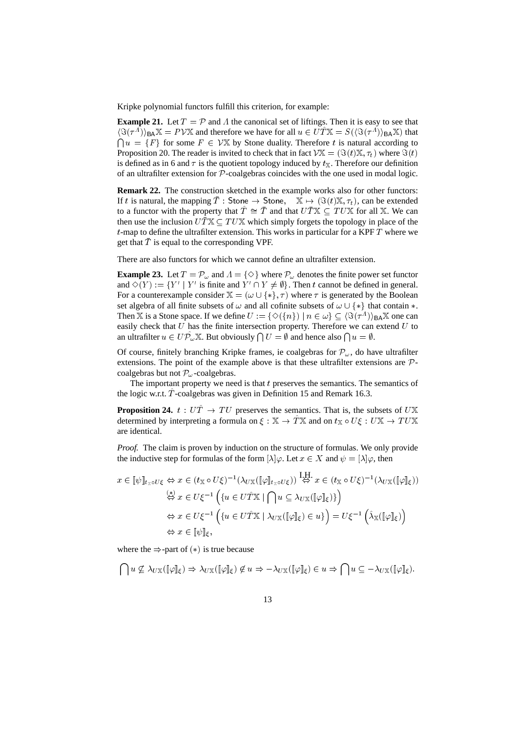Kripke polynomial functors fulfill this criterion, for example:

**Example 21.** Let $T = \mathcal{P}$ and $\Lambda$ the canonical set of liftings. Then it is easy to see that $\langle \Im(\tau^\Lambda)\rangle_{\mathsf{BA}}\mathbb{X} = P\mathcal{V}\mathbb{X}$ and therefore we have for all $u \in U\hat{T}\mathbb{X} = S(\langle \Im(\tau^\Lambda)\rangle_{\mathsf{BA}}\mathbb{X})$ that $\bigcap u = \{F\}$ for some $F \in \mathcal{V}\mathbb{X}$ by Stone duality. Therefore $t$ is natural according to Proposition 20. The reader is invited to check that in fact $\mathcal{V}\mathbb{X} = (\Im(t)\mathbb{X}, \tau_t)$ where $\Im(t)$ is defined as in 6 and $\tau$ is the quotient topology induced by $t_{\mathbb{X}}$. Therefore our definition of an ultrafilter extension for $\mathcal{P}$-coalgebras coincides with the one used in modal logic.

**Remark 22.** The construction sketched in the example works also for other functors: If $t$ is natural, the mapping $\bar{T} : \mathsf{Stone} \to \mathsf{Stone}, \quad \mathbb{X} \mapsto (\Im(t)\mathbb{X}, \tau_t)$, can be extended to a functor with the property that $\hat{T} \cong \bar{T}$ and that $U\bar{T}\mathbb{X} \subseteq TU\mathbb{X}$ for all $\mathbb{X}$. We can then use the inclusion $U\bar{T}\mathbb{X} \subseteq TU\mathbb{X}$ which simply forgets the topology in place of the $t$-map to define the ultrafilter extension. This works in particular for a KPF $T$ where we get that $\bar{T}$ is equal to the corresponding VPF.

There are also functors for which we cannot define an ultrafilter extension.

**Example 23.** Let $T = \mathcal{P}_\omega$ and $\Lambda = \{\Diamond\}$ where $\mathcal{P}_\omega$ denotes the finite power set functor and $\Diamond(Y) := \{Y' \mid Y' \text{ is finite and } Y' \cap Y \neq \emptyset\}$. Then $t$ cannot be defined in general. For a counterexample consider $\mathbb{X} = (\omega \cup \{*\}, \tau)$ where $\tau$ is generated by the Boolean set algebra of all finite subsets of $\omega$ and all cofinite subsets of $\omega \cup \{*\}$ that contain $*$. Then $\mathbb{X}$ is a Stone space. If we define $U := \{\Diamond(\{n\}) \mid n \in \omega\} \subseteq \langle \Im(\tau^\Lambda)\rangle_{\mathsf{BA}}\mathbb{X}$ one can easily check that $U$ has the finite intersection property. Therefore we can extend $U$ to an ultrafilter $u \in U\hat{\mathcal{P}_\omega}\mathbb{X}$. But obviously $\bigcap U = \emptyset$ and hence also $\bigcap u = \emptyset$.

Of course, finitely branching Kripke frames, ie coalgebras for $\mathcal{P}_\omega$, do have ultrafilter extensions. The point of the example above is that these ultrafilter extensions are $\mathcal{P}$-coalgebras but not $\mathcal{P}_\omega$-coalgebras.

The important property we need is that $t$ preserves the semantics. The semantics of the logic w.r.t. $\hat{T}$-coalgebras was given in Definition 15 and Remark 16.3.

**Proposition 24.** $t : U\hat{T} \to TU$ preserves the semantics. That is, the subsets of $U\mathbb{X}$ determined by interpreting a formula on $\xi : \mathbb{X} \to \hat{T}\mathbb{X}$ and on $t_{\mathbb{X}} \circ U\xi : U\mathbb{X} \to TU\mathbb{X}$ are identical.

*Proof.* The claim is proven by induction on the structure of formulas. We only provide the inductive step for formulas of the form $[\lambda]\varphi$. Let $x \in X$ and $\psi = [\lambda]\varphi$, then

$$
\begin{aligned}
x \in [\![\psi]\!]_{t_{\mathbb{X}}\circ U\xi} &\Leftrightarrow x \in (t_{\mathbb{X}} \circ U\xi)^{-1}(\lambda_{U\mathbb{X}}([\![\varphi]\!]_{t_{\mathbb{X}}\circ U\xi})) \overset{\text{I.H.}}{\Leftrightarrow} x \in (t_{\mathbb{X}} \circ U\xi)^{-1}(\lambda_{U\mathbb{X}}([\![\varphi]\!]_{\xi})) \\
&\overset{(*)}{\Leftrightarrow} x \in U\xi^{-1}\left(\{u \in U\hat{T}\mathbb{X} \mid \bigcap u \subseteq \lambda_{U\mathbb{X}}([\![\varphi]\!]_{\xi})\}\right) \\
&\Leftrightarrow x \in U\xi^{-1}\left(\{u \in U\hat{T}\mathbb{X} \mid \lambda_{U\mathbb{X}}([\![\varphi]\!]_{\xi}) \in u\}\right) = U\xi^{-1}\left(\hat{\lambda}_{\mathbb{X}}([\![\varphi]\!]_{\xi})\right) \\
&\Leftrightarrow x \in [\![\psi]\!]_{\xi},
\end{aligned}
$$

where the $\Rightarrow$-part of $(*)$ is true because

$$
\bigcap u \not\subseteq \lambda_{U\mathbb{X}}([\![\varphi]\!]_{\xi}) \Rightarrow \lambda_{U\mathbb{X}}([\![\varphi]\!]_{\xi}) \notin u \Rightarrow -\lambda_{U\mathbb{X}}([\![\varphi]\!]_{\xi}) \in u \Rightarrow \bigcap u \subseteq -\lambda_{U\mathbb{X}}([\![\varphi]\!]_{\xi}).
$$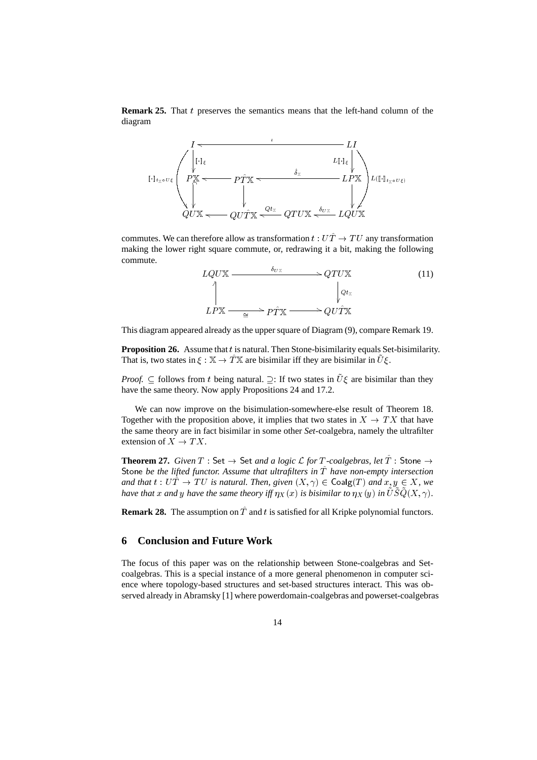**Remark 25.** That $t$ preserves the semantics means that the left-hand column of the diagram

$$\begin{array}{ccccccc}
I & \xleftarrow{\quad\quad\quad\quad\quad\iota\quad\quad\quad\quad\quad} & & & LI \\
\downarrow [\cdot]_\xi & & & & \downarrow L[\![\cdot]\!]_\xi \\
P\mathbb{X} & \longleftarrow & P\hat{T}\mathbb{X} & \xleftarrow{\hat{\delta}_{\mathbb{X}}} & LP\mathbb{X} \\
\downarrow & & \downarrow & & \downarrow \\
QU\mathbb{X} & \longleftarrow & QU\hat{T}\mathbb{X} \xleftarrow{Qt_{\mathbb{X}}} QTU\mathbb{X} & \xleftarrow{\delta_{U\mathbb{X}}} & LQU\mathbb{X}
\end{array}$$

(with outer arrows $[\cdot]_{t_{\mathbb{X}}\circ U\xi} : I \to QU\mathbb{X}$ and $L([\![\cdot]\!]_{t_{\mathbb{X}}\circ U\xi}) : LI \to LQU\mathbb{X}$)

commutes. We can therefore allow as transformation $t : U\hat{T} \to TU$ any transformation making the lower right square commute, or, redrawing it a bit, making the following commute.

$$\begin{array}{ccc}
LQU\mathbb{X} & \xrightarrow{\quad\delta_{U\mathbb{X}}\quad} & QTU\mathbb{X} \\
\uparrow & & \downarrow Qt_{\mathbb{X}} \\
LP\mathbb{X} & \xrightarrow{\cong} P\hat{T}\mathbb{X} \longrightarrow & QU\hat{T}\mathbb{X}
\end{array} \tag{11}$$

This diagram appeared already as the upper square of Diagram (9), compare Remark 19.

**Proposition 26.** Assume that $t$ is natural. Then Stone-bisimilarity equals Set-bisimilarity. That is, two states in $\xi : \mathbb{X} \to \hat{T}\mathbb{X}$ are bisimilar iff they are bisimilar in $\tilde{U}\xi$.

*Proof.* $\subseteq$ follows from $t$ being natural. $\supseteq$: If two states in $\tilde{U}\xi$ are bisimilar than they have the same theory. Now apply Propositions 24 and 17.2.

We can now improve on the bisimulation-somewhere-else result of Theorem 18. Together with the proposition above, it implies that two states in $X \to TX$ that have the same theory are in fact bisimilar in some other *Set*-coalgebra, namely the ultrafilter extension of $X \to TX$.

**Theorem 27.** *Given $T : \mathsf{Set} \to \mathsf{Set}$ and a logic $\mathcal{L}$ for $T$-coalgebras, let $\hat{T} : \mathsf{Stone} \to \mathsf{Stone}$ be the lifted functor. Assume that ultrafilters in $\hat{T}$ have non-empty intersection and that $t : U\hat{T} \to TU$ is natural. Then, given $(X, \gamma) \in \mathsf{Coalg}(T)$ and $x, y \in X$, we have that $x$ and $y$ have the same theory iff $\eta_X(x)$ is bisimilar to $\eta_X(y)$ in $\tilde{U}\tilde{S}\tilde{Q}(X, \gamma)$.*

**Remark 28.** The assumption on $\hat{T}$ and $t$ is satisfied for all Kripke polynomial functors.

## 6 Conclusion and Future Work

The focus of this paper was on the relationship between Stone-coalgebras and Set-coalgebras. This is a special instance of a more general phenomenon in computer science where topology-based structures and set-based structures interact. This was observed already in Abramsky [1] where powerdomain-coalgebras and powerset-coalgebras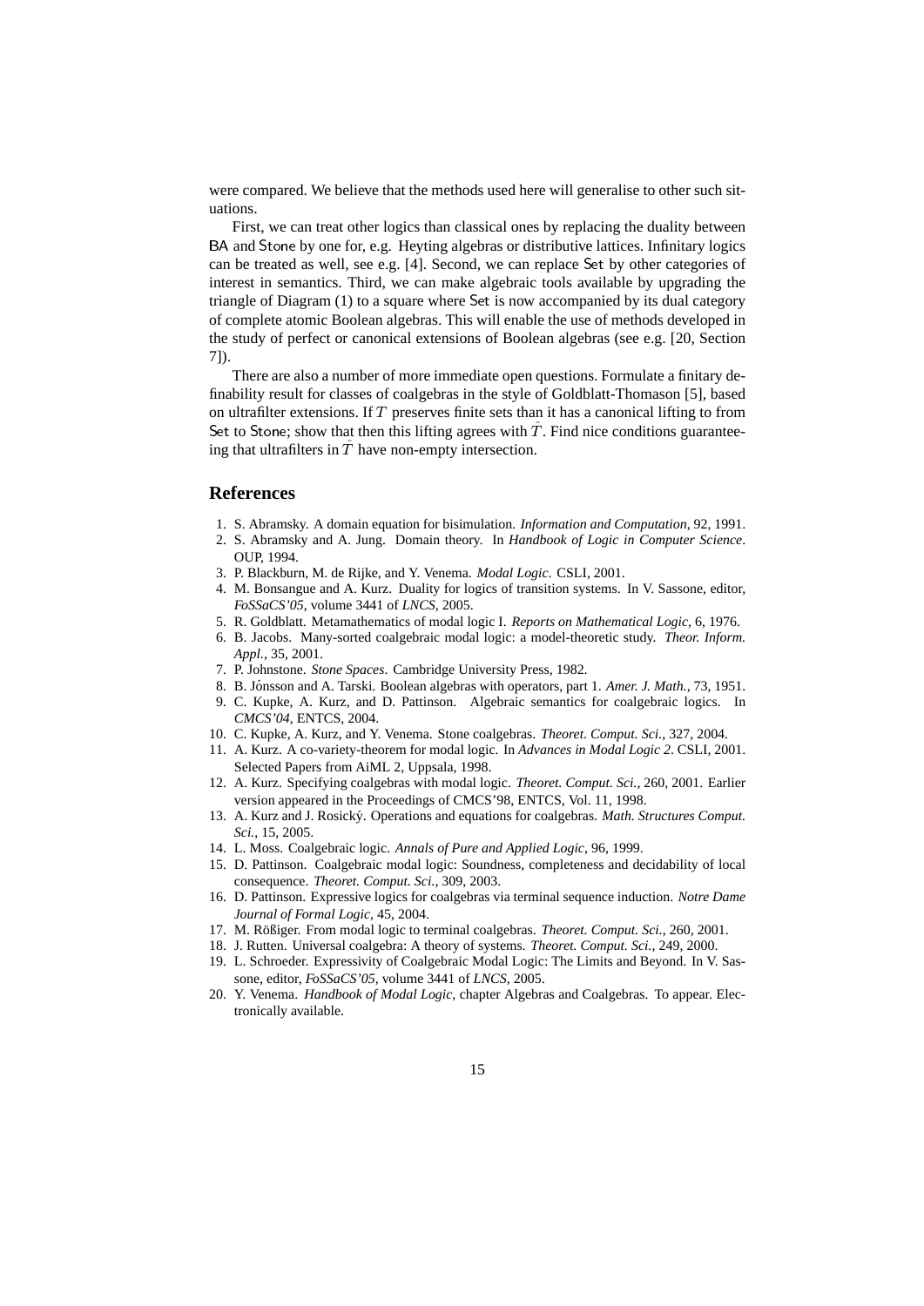were compared. We believe that the methods used here will generalise to other such situations.

First, we can treat other logics than classical ones by replacing the duality between BA and Stone by one for, e.g. Heyting algebras or distributive lattices. Infinitary logics can be treated as well, see e.g. [4]. Second, we can replace Set by other categories of interest in semantics. Third, we can make algebraic tools available by upgrading the triangle of Diagram (1) to a square where Set is now accompanied by its dual category of complete atomic Boolean algebras. This will enable the use of methods developed in the study of perfect or canonical extensions of Boolean algebras (see e.g. [20, Section 7]).

There are also a number of more immediate open questions. Formulate a finitary definability result for classes of coalgebras in the style of Goldblatt-Thomason [5], based on ultrafilter extensions. If $T$ preserves finite sets than it has a canonical lifting to from Set to Stone; show that then this lifting agrees with $\hat{T}$. Find nice conditions guaranteeing that ultrafilters in $\hat{T}$ have non-empty intersection.

## References

1. S. Abramsky. A domain equation for bisimulation. *Information and Computation*, 92, 1991.
2. S. Abramsky and A. Jung. Domain theory. In *Handbook of Logic in Computer Science*. OUP, 1994.
3. P. Blackburn, M. de Rijke, and Y. Venema. *Modal Logic*. CSLI, 2001.
4. M. Bonsangue and A. Kurz. Duality for logics of transition systems. In V. Sassone, editor, *FoSSaCS'05*, volume 3441 of *LNCS*, 2005.
5. R. Goldblatt. Metamathematics of modal logic I. *Reports on Mathematical Logic*, 6, 1976.
6. B. Jacobs. Many-sorted coalgebraic modal logic: a model-theoretic study. *Theor. Inform. Appl.*, 35, 2001.
7. P. Johnstone. *Stone Spaces*. Cambridge University Press, 1982.
8. B. Jónsson and A. Tarski. Boolean algebras with operators, part 1. *Amer. J. Math.*, 73, 1951.
9. C. Kupke, A. Kurz, and D. Pattinson. Algebraic semantics for coalgebraic logics. In *CMCS'04*, ENTCS, 2004.
10. C. Kupke, A. Kurz, and Y. Venema. Stone coalgebras. *Theoret. Comput. Sci.*, 327, 2004.
11. A. Kurz. A co-variety-theorem for modal logic. In *Advances in Modal Logic 2*. CSLI, 2001. Selected Papers from AiML 2, Uppsala, 1998.
12. A. Kurz. Specifying coalgebras with modal logic. *Theoret. Comput. Sci.*, 260, 2001. Earlier version appeared in the Proceedings of CMCS'98, ENTCS, Vol. 11, 1998.
13. A. Kurz and J. Rosický. Operations and equations for coalgebras. *Math. Structures Comput. Sci.*, 15, 2005.
14. L. Moss. Coalgebraic logic. *Annals of Pure and Applied Logic*, 96, 1999.
15. D. Pattinson. Coalgebraic modal logic: Soundness, completeness and decidability of local consequence. *Theoret. Comput. Sci.*, 309, 2003.
16. D. Pattinson. Expressive logics for coalgebras via terminal sequence induction. *Notre Dame Journal of Formal Logic*, 45, 2004.
17. M. Rößiger. From modal logic to terminal coalgebras. *Theoret. Comput. Sci.*, 260, 2001.
18. J. Rutten. Universal coalgebra: A theory of systems. *Theoret. Comput. Sci.*, 249, 2000.
19. L. Schroeder. Expressivity of Coalgebraic Modal Logic: The Limits and Beyond. In V. Sassone, editor, *FoSSaCS'05*, volume 3441 of *LNCS*, 2005.
20. Y. Venema. *Handbook of Modal Logic*, chapter Algebras and Coalgebras. To appear. Electronically available.